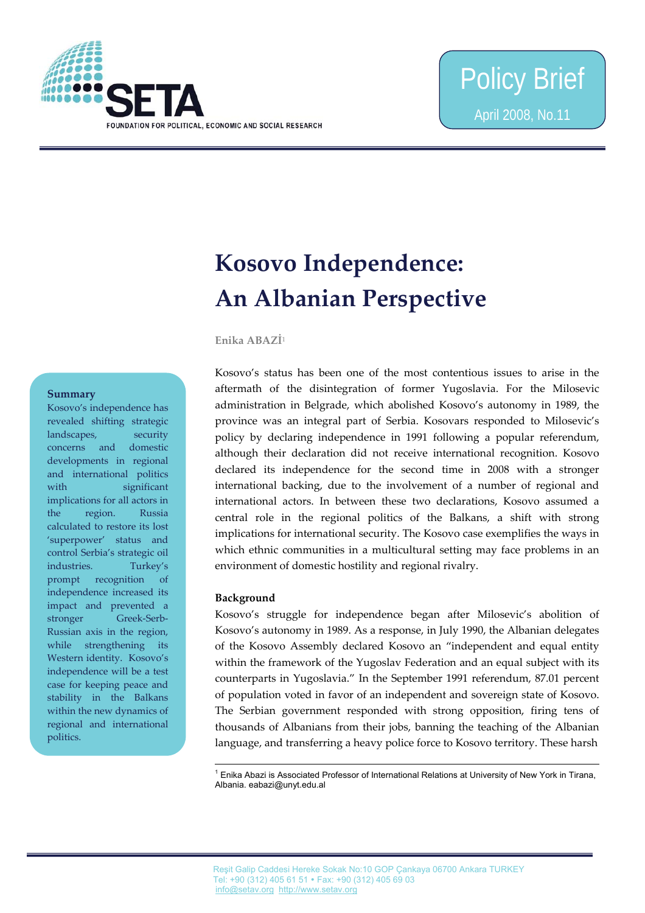# Kosovo Independence: An Albanian Perspective

**Enika ABAZİ**[1]

**Summary**

Kosovo's independence has revealed shifting strategic landscapes, security concerns and domestic developments in regional and international politics with significant implications for all actors in the region. Russia calculated to restore its lost 'superpower' status and control Serbia's strategic oil industries. Turkey's prompt recognition of independence increased its impact and prevented a stronger Greek-Serb-Russian axis in the region, while strengthening its Western identity. Kosovo's independence will be a test case for keeping peace and stability in the Balkans within the new dynamics of regional and international politics.

Kosovo's status has been one of the most contentious issues to arise in the aftermath of the disintegration of former Yugoslavia. For the Milosevic administration in Belgrade, which abolished Kosovo's autonomy in 1989, the province was an integral part of Serbia. Kosovars responded to Milosevic's policy by declaring independence in 1991 following a popular referendum, although their declaration did not receive international recognition. Kosovo declared its independence for the second time in 2008 with a stronger international backing, due to the involvement of a number of regional and international actors. In between these two declarations, Kosovo assumed a central role in the regional politics of the Balkans, a shift with strong implications for international security. The Kosovo case exemplifies the ways in which ethnic communities in a multicultural setting may face problems in an environment of domestic hostility and regional rivalry.

## Background

Kosovo's struggle for independence began after Milosevic's abolition of Kosovo's autonomy in 1989. As a response, in July 1990, the Albanian delegates of the Kosovo Assembly declared Kosovo an "independent and equal entity within the framework of the Yugoslav Federation and an equal subject with its counterparts in Yugoslavia." In the September 1991 referendum, 87.01 percent of population voted in favor of an independent and sovereign state of Kosovo. The Serbian government responded with strong opposition, firing tens of thousands of Albanians from their jobs, banning the teaching of the Albanian language, and transferring a heavy police force to Kosovo territory. These harsh

---

[1] Enika Abazi is Associated Professor of International Relations at University of New York in Tirana, Albania. eabazi@unyt.edu.al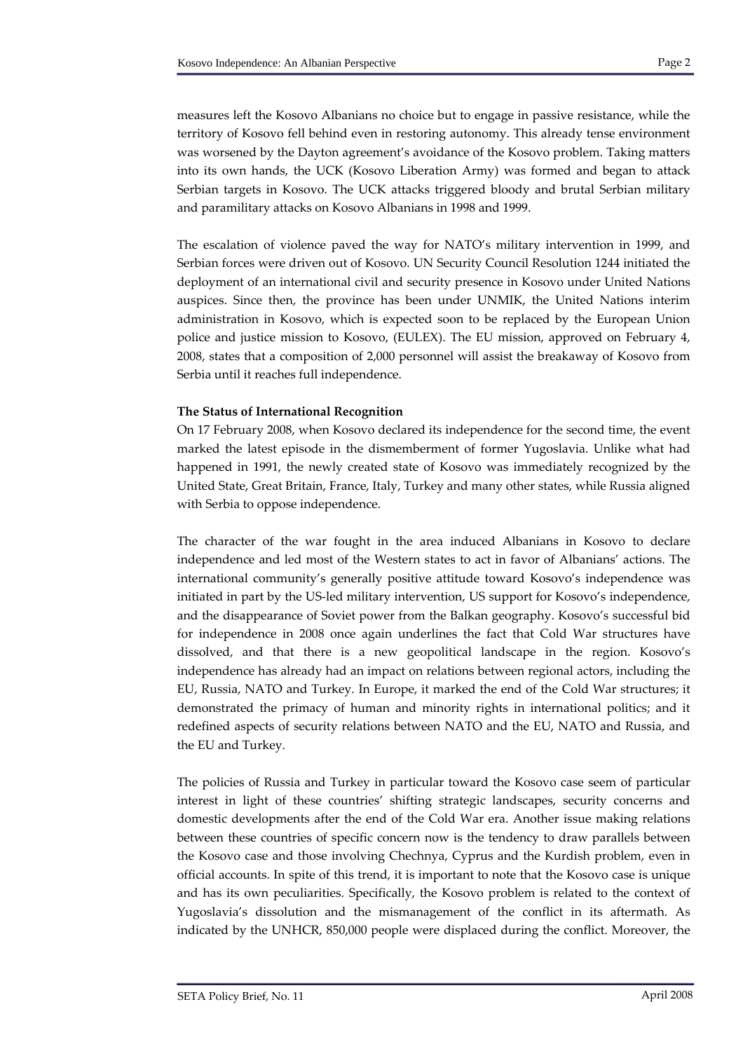measures left the Kosovo Albanians no choice but to engage in passive resistance, while the territory of Kosovo fell behind even in restoring autonomy. This already tense environment was worsened by the Dayton agreement's avoidance of the Kosovo problem. Taking matters into its own hands, the UCK (Kosovo Liberation Army) was formed and began to attack Serbian targets in Kosovo. The UCK attacks triggered bloody and brutal Serbian military and paramilitary attacks on Kosovo Albanians in 1998 and 1999.

The escalation of violence paved the way for NATO's military intervention in 1999, and Serbian forces were driven out of Kosovo. UN Security Council Resolution 1244 initiated the deployment of an international civil and security presence in Kosovo under United Nations auspices. Since then, the province has been under UNMIK, the United Nations interim administration in Kosovo, which is expected soon to be replaced by the European Union police and justice mission to Kosovo, (EULEX). The EU mission, approved on February 4, 2008, states that a composition of 2,000 personnel will assist the breakaway of Kosovo from Serbia until it reaches full independence.

**The Status of International Recognition**

On 17 February 2008, when Kosovo declared its independence for the second time, the event marked the latest episode in the dismemberment of former Yugoslavia. Unlike what had happened in 1991, the newly created state of Kosovo was immediately recognized by the United State, Great Britain, France, Italy, Turkey and many other states, while Russia aligned with Serbia to oppose independence.

The character of the war fought in the area induced Albanians in Kosovo to declare independence and led most of the Western states to act in favor of Albanians' actions. The international community's generally positive attitude toward Kosovo's independence was initiated in part by the US-led military intervention, US support for Kosovo's independence, and the disappearance of Soviet power from the Balkan geography. Kosovo's successful bid for independence in 2008 once again underlines the fact that Cold War structures have dissolved, and that there is a new geopolitical landscape in the region. Kosovo's independence has already had an impact on relations between regional actors, including the EU, Russia, NATO and Turkey. In Europe, it marked the end of the Cold War structures; it demonstrated the primacy of human and minority rights in international politics; and it redefined aspects of security relations between NATO and the EU, NATO and Russia, and the EU and Turkey.

The policies of Russia and Turkey in particular toward the Kosovo case seem of particular interest in light of these countries' shifting strategic landscapes, security concerns and domestic developments after the end of the Cold War era. Another issue making relations between these countries of specific concern now is the tendency to draw parallels between the Kosovo case and those involving Chechnya, Cyprus and the Kurdish problem, even in official accounts. In spite of this trend, it is important to note that the Kosovo case is unique and has its own peculiarities. Specifically, the Kosovo problem is related to the context of Yugoslavia's dissolution and the mismanagement of the conflict in its aftermath. As indicated by the UNHCR, 850,000 people were displaced during the conflict. Moreover, the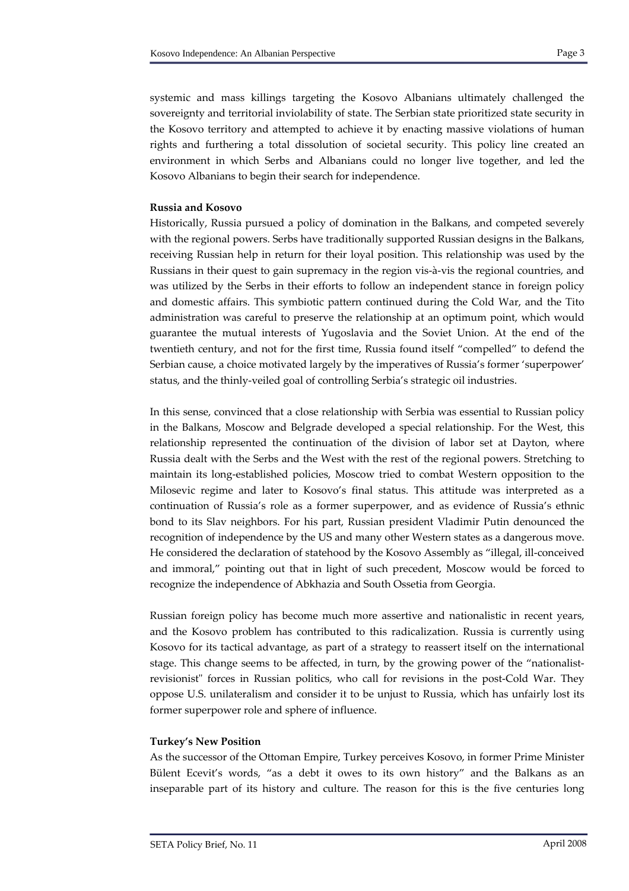systemic and mass killings targeting the Kosovo Albanians ultimately challenged the sovereignty and territorial inviolability of state. The Serbian state prioritized state security in the Kosovo territory and attempted to achieve it by enacting massive violations of human rights and furthering a total dissolution of societal security. This policy line created an environment in which Serbs and Albanians could no longer live together, and led the Kosovo Albanians to begin their search for independence.

**Russia and Kosovo**

Historically, Russia pursued a policy of domination in the Balkans, and competed severely with the regional powers. Serbs have traditionally supported Russian designs in the Balkans, receiving Russian help in return for their loyal position. This relationship was used by the Russians in their quest to gain supremacy in the region vis-à-vis the regional countries, and was utilized by the Serbs in their efforts to follow an independent stance in foreign policy and domestic affairs. This symbiotic pattern continued during the Cold War, and the Tito administration was careful to preserve the relationship at an optimum point, which would guarantee the mutual interests of Yugoslavia and the Soviet Union. At the end of the twentieth century, and not for the first time, Russia found itself "compelled" to defend the Serbian cause, a choice motivated largely by the imperatives of Russia's former 'superpower' status, and the thinly-veiled goal of controlling Serbia's strategic oil industries.

In this sense, convinced that a close relationship with Serbia was essential to Russian policy in the Balkans, Moscow and Belgrade developed a special relationship. For the West, this relationship represented the continuation of the division of labor set at Dayton, where Russia dealt with the Serbs and the West with the rest of the regional powers. Stretching to maintain its long-established policies, Moscow tried to combat Western opposition to the Milosevic regime and later to Kosovo's final status. This attitude was interpreted as a continuation of Russia's role as a former superpower, and as evidence of Russia's ethnic bond to its Slav neighbors. For his part, Russian president Vladimir Putin denounced the recognition of independence by the US and many other Western states as a dangerous move. He considered the declaration of statehood by the Kosovo Assembly as "illegal, ill-conceived and immoral," pointing out that in light of such precedent, Moscow would be forced to recognize the independence of Abkhazia and South Ossetia from Georgia.

Russian foreign policy has become much more assertive and nationalistic in recent years, and the Kosovo problem has contributed to this radicalization. Russia is currently using Kosovo for its tactical advantage, as part of a strategy to reassert itself on the international stage. This change seems to be affected, in turn, by the growing power of the "nationalist-revisionist" forces in Russian politics, who call for revisions in the post-Cold War. They oppose U.S. unilateralism and consider it to be unjust to Russia, which has unfairly lost its former superpower role and sphere of influence.

**Turkey's New Position**

As the successor of the Ottoman Empire, Turkey perceives Kosovo, in former Prime Minister Bülent Ecevit's words, "as a debt it owes to its own history" and the Balkans as an inseparable part of its history and culture. The reason for this is the five centuries long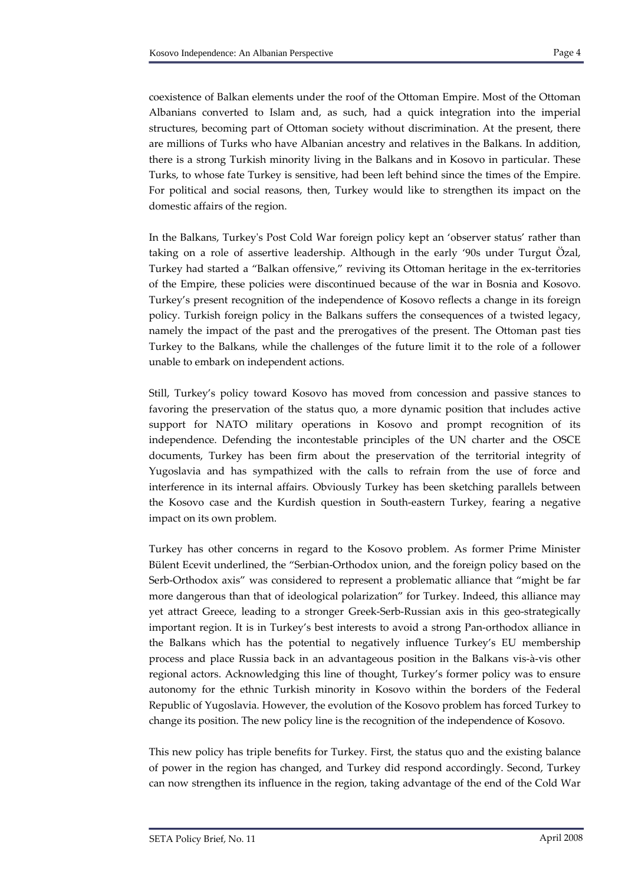coexistence of Balkan elements under the roof of the Ottoman Empire. Most of the Ottoman Albanians converted to Islam and, as such, had a quick integration into the imperial structures, becoming part of Ottoman society without discrimination. At the present, there are millions of Turks who have Albanian ancestry and relatives in the Balkans. In addition, there is a strong Turkish minority living in the Balkans and in Kosovo in particular. These Turks, to whose fate Turkey is sensitive, had been left behind since the times of the Empire. For political and social reasons, then, Turkey would like to strengthen its impact on the domestic affairs of the region.

In the Balkans, Turkey's Post Cold War foreign policy kept an 'observer status' rather than taking on a role of assertive leadership. Although in the early '90s under Turgut Özal, Turkey had started a "Balkan offensive," reviving its Ottoman heritage in the ex-territories of the Empire, these policies were discontinued because of the war in Bosnia and Kosovo. Turkey's present recognition of the independence of Kosovo reflects a change in its foreign policy. Turkish foreign policy in the Balkans suffers the consequences of a twisted legacy, namely the impact of the past and the prerogatives of the present. The Ottoman past ties Turkey to the Balkans, while the challenges of the future limit it to the role of a follower unable to embark on independent actions.

Still, Turkey's policy toward Kosovo has moved from concession and passive stances to favoring the preservation of the status quo, a more dynamic position that includes active support for NATO military operations in Kosovo and prompt recognition of its independence. Defending the incontestable principles of the UN charter and the OSCE documents, Turkey has been firm about the preservation of the territorial integrity of Yugoslavia and has sympathized with the calls to refrain from the use of force and interference in its internal affairs. Obviously Turkey has been sketching parallels between the Kosovo case and the Kurdish question in South-eastern Turkey, fearing a negative impact on its own problem.

Turkey has other concerns in regard to the Kosovo problem. As former Prime Minister Bülent Ecevit underlined, the "Serbian-Orthodox union, and the foreign policy based on the Serb-Orthodox axis" was considered to represent a problematic alliance that "might be far more dangerous than that of ideological polarization" for Turkey. Indeed, this alliance may yet attract Greece, leading to a stronger Greek-Serb-Russian axis in this geo-strategically important region. It is in Turkey's best interests to avoid a strong Pan-orthodox alliance in the Balkans which has the potential to negatively influence Turkey's EU membership process and place Russia back in an advantageous position in the Balkans vis-à-vis other regional actors. Acknowledging this line of thought, Turkey's former policy was to ensure autonomy for the ethnic Turkish minority in Kosovo within the borders of the Federal Republic of Yugoslavia. However, the evolution of the Kosovo problem has forced Turkey to change its position. The new policy line is the recognition of the independence of Kosovo.

This new policy has triple benefits for Turkey. First, the status quo and the existing balance of power in the region has changed, and Turkey did respond accordingly. Second, Turkey can now strengthen its influence in the region, taking advantage of the end of the Cold War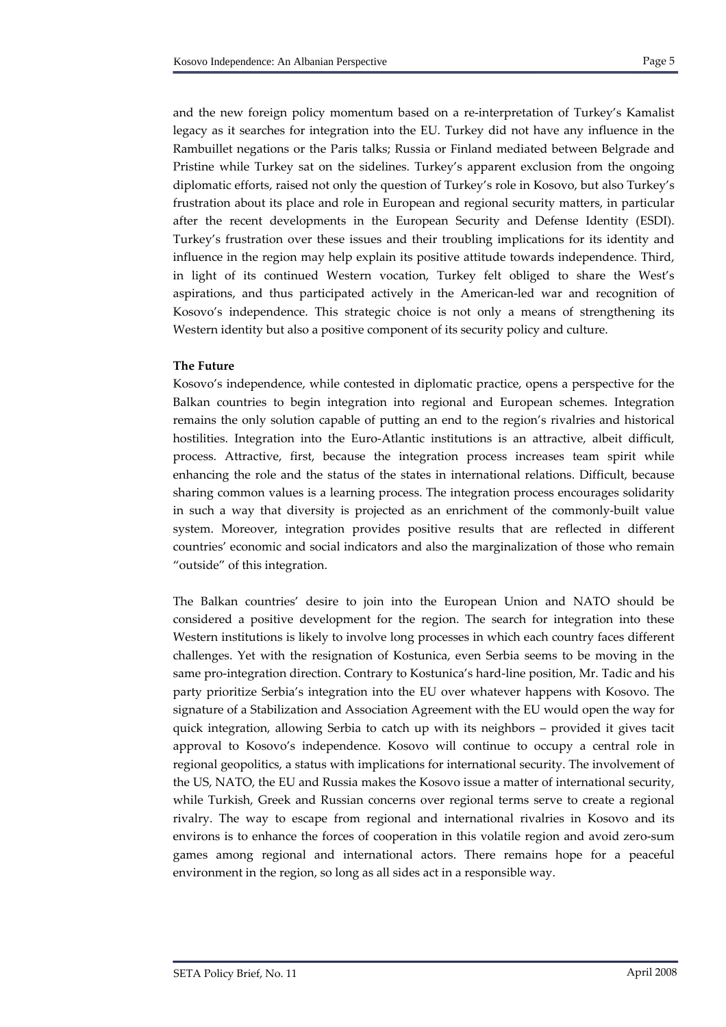and the new foreign policy momentum based on a re-interpretation of Turkey's Kamalist legacy as it searches for integration into the EU. Turkey did not have any influence in the Rambuillet negations or the Paris talks; Russia or Finland mediated between Belgrade and Pristine while Turkey sat on the sidelines. Turkey's apparent exclusion from the ongoing diplomatic efforts, raised not only the question of Turkey's role in Kosovo, but also Turkey's frustration about its place and role in European and regional security matters, in particular after the recent developments in the European Security and Defense Identity (ESDI). Turkey's frustration over these issues and their troubling implications for its identity and influence in the region may help explain its positive attitude towards independence. Third, in light of its continued Western vocation, Turkey felt obliged to share the West's aspirations, and thus participated actively in the American-led war and recognition of Kosovo's independence. This strategic choice is not only a means of strengthening its Western identity but also a positive component of its security policy and culture.

**The Future**

Kosovo's independence, while contested in diplomatic practice, opens a perspective for the Balkan countries to begin integration into regional and European schemes. Integration remains the only solution capable of putting an end to the region's rivalries and historical hostilities. Integration into the Euro-Atlantic institutions is an attractive, albeit difficult, process. Attractive, first, because the integration process increases team spirit while enhancing the role and the status of the states in international relations. Difficult, because sharing common values is a learning process. The integration process encourages solidarity in such a way that diversity is projected as an enrichment of the commonly-built value system. Moreover, integration provides positive results that are reflected in different countries' economic and social indicators and also the marginalization of those who remain "outside" of this integration.

The Balkan countries' desire to join into the European Union and NATO should be considered a positive development for the region. The search for integration into these Western institutions is likely to involve long processes in which each country faces different challenges. Yet with the resignation of Kostunica, even Serbia seems to be moving in the same pro-integration direction. Contrary to Kostunica's hard-line position, Mr. Tadic and his party prioritize Serbia's integration into the EU over whatever happens with Kosovo. The signature of a Stabilization and Association Agreement with the EU would open the way for quick integration, allowing Serbia to catch up with its neighbors – provided it gives tacit approval to Kosovo's independence. Kosovo will continue to occupy a central role in regional geopolitics, a status with implications for international security. The involvement of the US, NATO, the EU and Russia makes the Kosovo issue a matter of international security, while Turkish, Greek and Russian concerns over regional terms serve to create a regional rivalry. The way to escape from regional and international rivalries in Kosovo and its environs is to enhance the forces of cooperation in this volatile region and avoid zero-sum games among regional and international actors. There remains hope for a peaceful environment in the region, so long as all sides act in a responsible way.